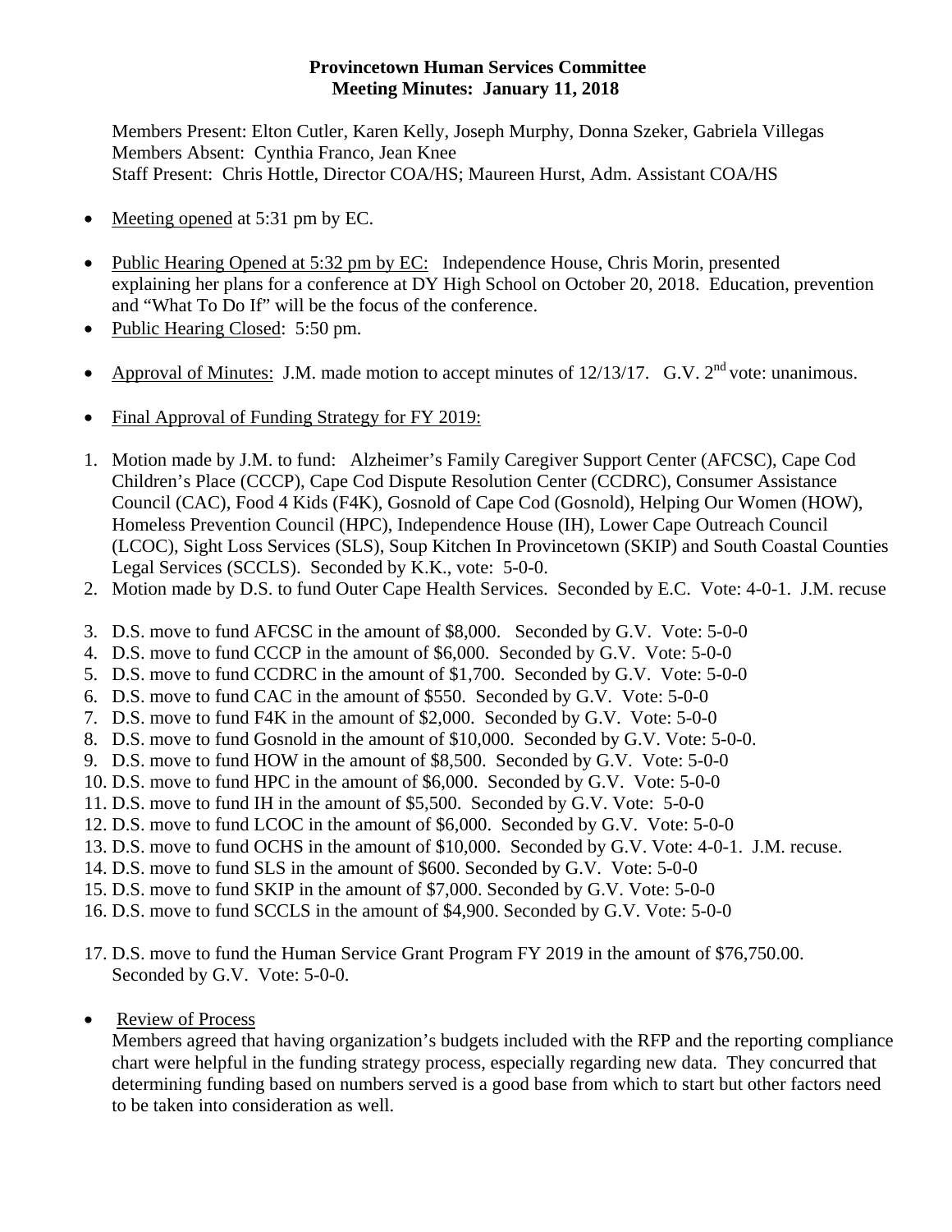**Provincetown Human Services Committee**
**Meeting Minutes: January 11, 2018**

Members Present: Elton Cutler, Karen Kelly, Joseph Murphy, Donna Szeker, Gabriela Villegas
Members Absent: Cynthia Franco, Jean Knee
Staff Present: Chris Hottle, Director COA/HS; Maureen Hurst, Adm. Assistant COA/HS

- Meeting opened at 5:31 pm by EC.

- Public Hearing Opened at 5:32 pm by EC: Independence House, Chris Morin, presented explaining her plans for a conference at DY High School on October 20, 2018. Education, prevention and "What To Do If" will be the focus of the conference.
- Public Hearing Closed: 5:50 pm.

- Approval of Minutes: J.M. made motion to accept minutes of 12/13/17. G.V. 2nd vote: unanimous.

- Final Approval of Funding Strategy for FY 2019:

1. Motion made by J.M. to fund: Alzheimer's Family Caregiver Support Center (AFCSC), Cape Cod Children's Place (CCCP), Cape Cod Dispute Resolution Center (CCDRC), Consumer Assistance Council (CAC), Food 4 Kids (F4K), Gosnold of Cape Cod (Gosnold), Helping Our Women (HOW), Homeless Prevention Council (HPC), Independence House (IH), Lower Cape Outreach Council (LCOC), Sight Loss Services (SLS), Soup Kitchen In Provincetown (SKIP) and South Coastal Counties Legal Services (SCCLS). Seconded by K.K., vote: 5-0-0.
2. Motion made by D.S. to fund Outer Cape Health Services. Seconded by E.C. Vote: 4-0-1. J.M. recuse
3. D.S. move to fund AFCSC in the amount of $8,000. Seconded by G.V. Vote: 5-0-0
4. D.S. move to fund CCCP in the amount of $6,000. Seconded by G.V. Vote: 5-0-0
5. D.S. move to fund CCDRC in the amount of $1,700. Seconded by G.V. Vote: 5-0-0
6. D.S. move to fund CAC in the amount of $550. Seconded by G.V. Vote: 5-0-0
7. D.S. move to fund F4K in the amount of $2,000. Seconded by G.V. Vote: 5-0-0
8. D.S. move to fund Gosnold in the amount of $10,000. Seconded by G.V. Vote: 5-0-0.
9. D.S. move to fund HOW in the amount of $8,500. Seconded by G.V. Vote: 5-0-0
10. D.S. move to fund HPC in the amount of $6,000. Seconded by G.V. Vote: 5-0-0
11. D.S. move to fund IH in the amount of $5,500. Seconded by G.V. Vote: 5-0-0
12. D.S. move to fund LCOC in the amount of $6,000. Seconded by G.V. Vote: 5-0-0
13. D.S. move to fund OCHS in the amount of $10,000. Seconded by G.V. Vote: 4-0-1. J.M. recuse.
14. D.S. move to fund SLS in the amount of $600. Seconded by G.V. Vote: 5-0-0
15. D.S. move to fund SKIP in the amount of $7,000. Seconded by G.V. Vote: 5-0-0
16. D.S. move to fund SCCLS in the amount of $4,900. Seconded by G.V. Vote: 5-0-0
17. D.S. move to fund the Human Service Grant Program FY 2019 in the amount of $76,750.00. Seconded by G.V. Vote: 5-0-0.

- Review of Process
  Members agreed that having organization's budgets included with the RFP and the reporting compliance chart were helpful in the funding strategy process, especially regarding new data. They concurred that determining funding based on numbers served is a good base from which to start but other factors need to be taken into consideration as well.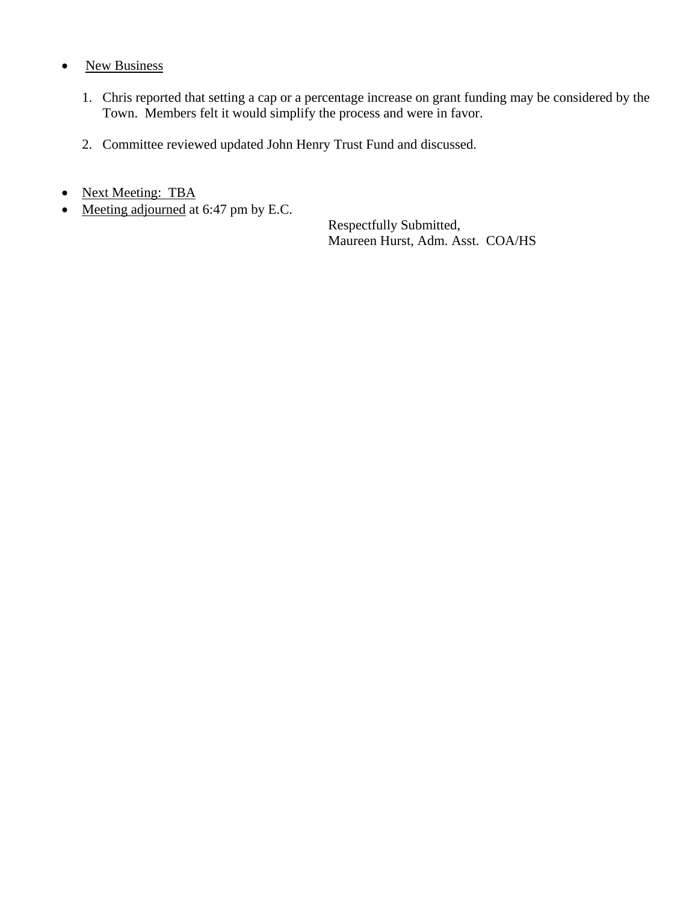- New Business

  1. Chris reported that setting a cap or a percentage increase on grant funding may be considered by the Town. Members felt it would simplify the process and were in favor.

  2. Committee reviewed updated John Henry Trust Fund and discussed.

- Next Meeting: TBA
- Meeting adjourned at 6:47 pm by E.C.

Respectfully Submitted,
Maureen Hurst, Adm. Asst. COA/HS